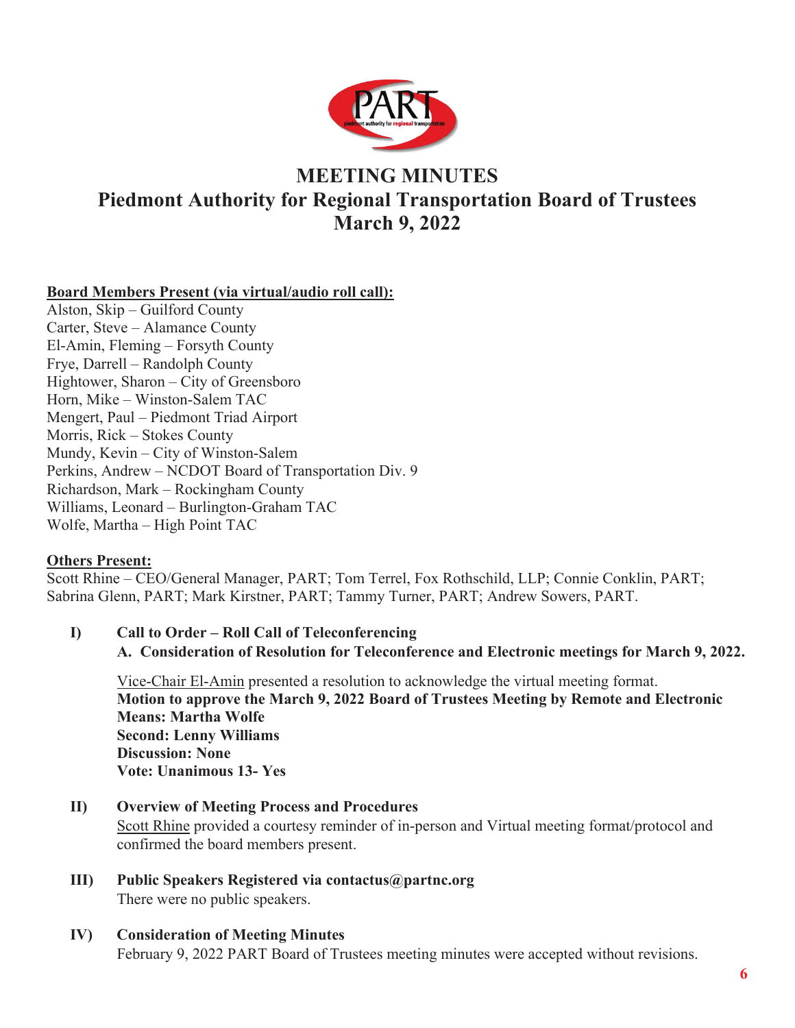# MEETING MINUTES

## Piedmont Authority for Regional Transportation Board of Trustees

## March 9, 2022

**Board Members Present (via virtual/audio roll call):**

Alston, Skip – Guilford County
Carter, Steve – Alamance County
El-Amin, Fleming – Forsyth County
Frye, Darrell – Randolph County
Hightower, Sharon – City of Greensboro
Horn, Mike – Winston-Salem TAC
Mengert, Paul – Piedmont Triad Airport
Morris, Rick – Stokes County
Mundy, Kevin – City of Winston-Salem
Perkins, Andrew – NCDOT Board of Transportation Div. 9
Richardson, Mark – Rockingham County
Williams, Leonard – Burlington-Graham TAC
Wolfe, Martha – High Point TAC

**Others Present:**

Scott Rhine – CEO/General Manager, PART; Tom Terrel, Fox Rothschild, LLP; Connie Conklin, PART; Sabrina Glenn, PART; Mark Kirstner, PART; Tammy Turner, PART; Andrew Sowers, PART.

**I) Call to Order – Roll Call of Teleconferencing**

**A. Consideration of Resolution for Teleconference and Electronic meetings for March 9, 2022.**

Vice-Chair El-Amin presented a resolution to acknowledge the virtual meeting format.
**Motion to approve the March 9, 2022 Board of Trustees Meeting by Remote and Electronic Means: Martha Wolfe**
**Second: Lenny Williams**
**Discussion: None**
**Vote: Unanimous 13- Yes**

**II) Overview of Meeting Process and Procedures**

Scott Rhine provided a courtesy reminder of in-person and Virtual meeting format/protocol and confirmed the board members present.

**III) Public Speakers Registered via contactus@partnc.org**

There were no public speakers.

**IV) Consideration of Meeting Minutes**

February 9, 2022 PART Board of Trustees meeting minutes were accepted without revisions.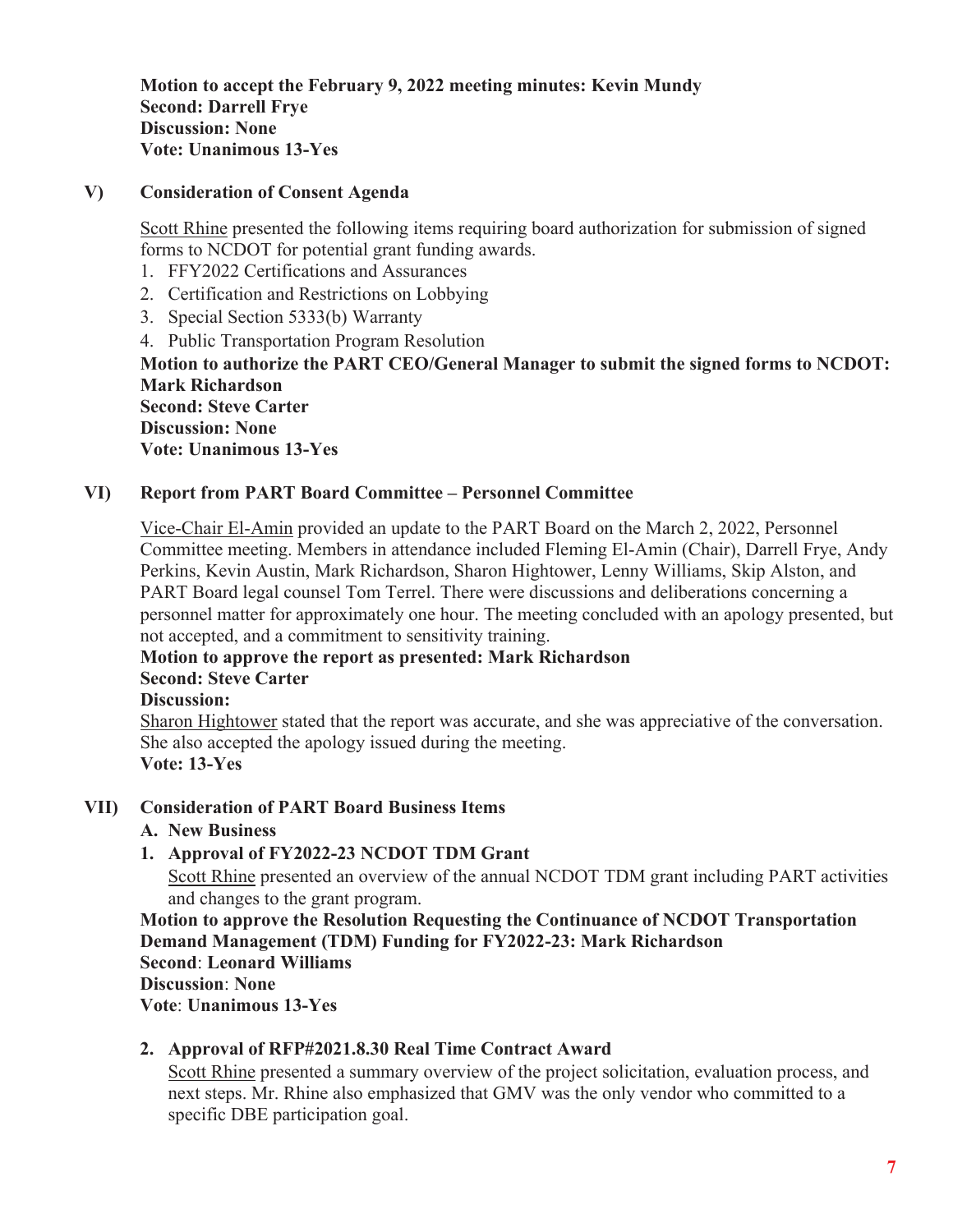**Motion to accept the February 9, 2022 meeting minutes: Kevin Mundy**
**Second: Darrell Frye**
**Discussion: None**
**Vote: Unanimous 13-Yes**

## V) Consideration of Consent Agenda

Scott Rhine presented the following items requiring board authorization for submission of signed forms to NCDOT for potential grant funding awards.

1. FFY2022 Certifications and Assurances
2. Certification and Restrictions on Lobbying
3. Special Section 5333(b) Warranty
4. Public Transportation Program Resolution

**Motion to authorize the PART CEO/General Manager to submit the signed forms to NCDOT: Mark Richardson**
**Second: Steve Carter**
**Discussion: None**
**Vote: Unanimous 13-Yes**

## VI) Report from PART Board Committee – Personnel Committee

Vice-Chair El-Amin provided an update to the PART Board on the March 2, 2022, Personnel Committee meeting. Members in attendance included Fleming El-Amin (Chair), Darrell Frye, Andy Perkins, Kevin Austin, Mark Richardson, Sharon Hightower, Lenny Williams, Skip Alston, and PART Board legal counsel Tom Terrel. There were discussions and deliberations concerning a personnel matter for approximately one hour. The meeting concluded with an apology presented, but not accepted, and a commitment to sensitivity training.

**Motion to approve the report as presented: Mark Richardson**
**Second: Steve Carter**
**Discussion:**
Sharon Hightower stated that the report was accurate, and she was appreciative of the conversation. She also accepted the apology issued during the meeting.
**Vote: 13-Yes**

## VII) Consideration of PART Board Business Items

**A. New Business**

**1. Approval of FY2022-23 NCDOT TDM Grant**

Scott Rhine presented an overview of the annual NCDOT TDM grant including PART activities and changes to the grant program.

**Motion to approve the Resolution Requesting the Continuance of NCDOT Transportation Demand Management (TDM) Funding for FY2022-23: Mark Richardson**
**Second**: **Leonard Williams**
**Discussion**: **None**
**Vote**: **Unanimous 13-Yes**

**2. Approval of RFP#2021.8.30 Real Time Contract Award**

Scott Rhine presented a summary overview of the project solicitation, evaluation process, and next steps. Mr. Rhine also emphasized that GMV was the only vendor who committed to a specific DBE participation goal.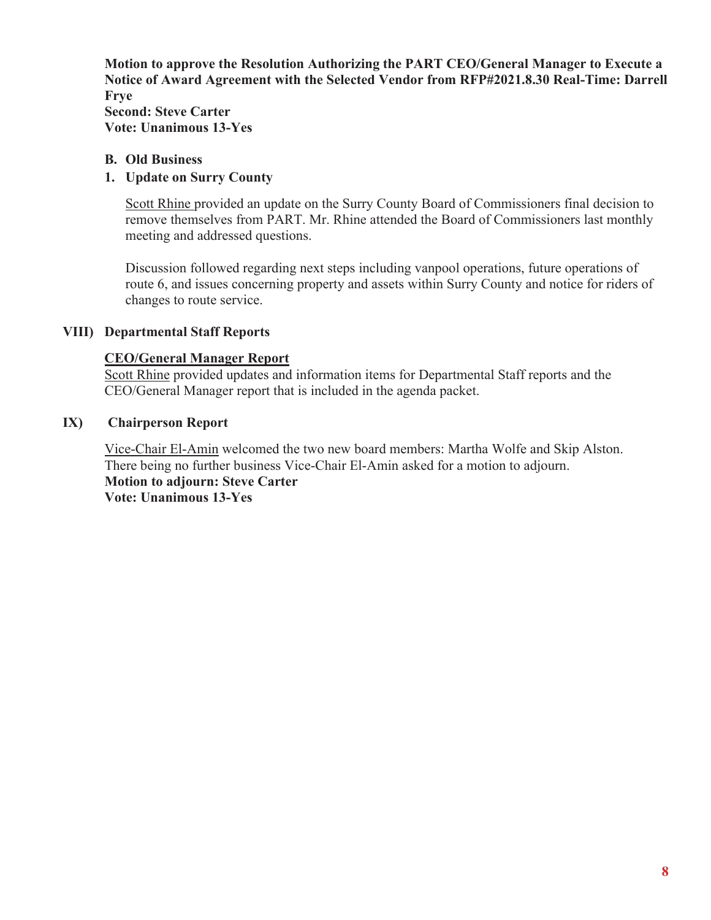**Motion to approve the Resolution Authorizing the PART CEO/General Manager to Execute a Notice of Award Agreement with the Selected Vendor from RFP#2021.8.30 Real-Time: Darrell Frye**
**Second: Steve Carter**
**Vote: Unanimous 13-Yes**

**B. Old Business**

**1. Update on Surry County**

Scott Rhine provided an update on the Surry County Board of Commissioners final decision to remove themselves from PART. Mr. Rhine attended the Board of Commissioners last monthly meeting and addressed questions.

Discussion followed regarding next steps including vanpool operations, future operations of route 6, and issues concerning property and assets within Surry County and notice for riders of changes to route service.

## VIII) Departmental Staff Reports

**CEO/General Manager Report**

Scott Rhine provided updates and information items for Departmental Staff reports and the CEO/General Manager report that is included in the agenda packet.

## IX) Chairperson Report

Vice-Chair El-Amin welcomed the two new board members: Martha Wolfe and Skip Alston. There being no further business Vice-Chair El-Amin asked for a motion to adjourn.
**Motion to adjourn: Steve Carter**
**Vote: Unanimous 13-Yes**